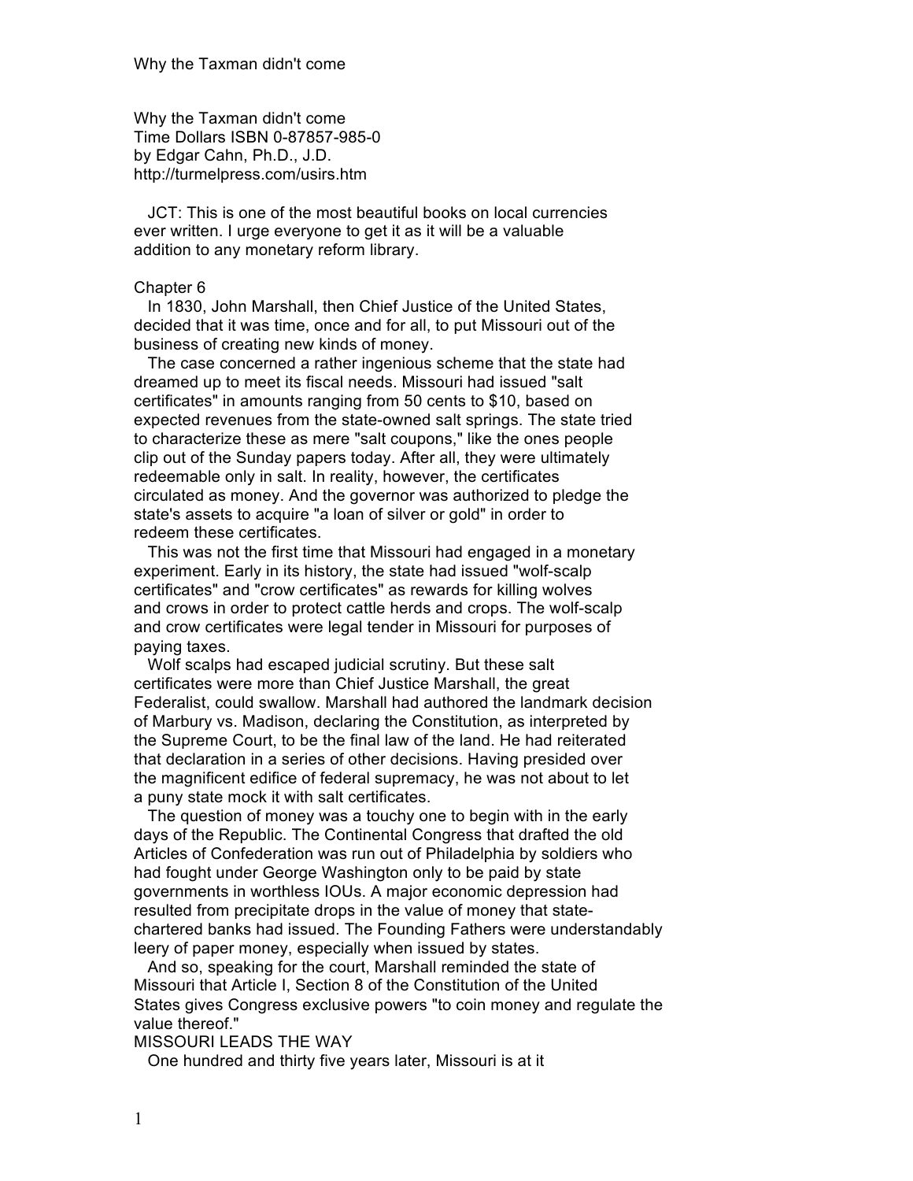Why the Taxman didn't come
Time Dollars ISBN 0-87857-985-0
by Edgar Cahn, Ph.D., J.D.
http://turmelpress.com/usirs.htm

JCT: This is one of the most beautiful books on local currencies ever written. I urge everyone to get it as it will be a valuable addition to any monetary reform library.

## Chapter 6

In 1830, John Marshall, then Chief Justice of the United States, decided that it was time, once and for all, to put Missouri out of the business of creating new kinds of money.

The case concerned a rather ingenious scheme that the state had dreamed up to meet its fiscal needs. Missouri had issued "salt certificates" in amounts ranging from 50 cents to $10, based on expected revenues from the state-owned salt springs. The state tried to characterize these as mere "salt coupons," like the ones people clip out of the Sunday papers today. After all, they were ultimately redeemable only in salt. In reality, however, the certificates circulated as money. And the governor was authorized to pledge the state's assets to acquire "a loan of silver or gold" in order to redeem these certificates.

This was not the first time that Missouri had engaged in a monetary experiment. Early in its history, the state had issued "wolf-scalp certificates" and "crow certificates" as rewards for killing wolves and crows in order to protect cattle herds and crops. The wolf-scalp and crow certificates were legal tender in Missouri for purposes of paying taxes.

Wolf scalps had escaped judicial scrutiny. But these salt certificates were more than Chief Justice Marshall, the great Federalist, could swallow. Marshall had authored the landmark decision of Marbury vs. Madison, declaring the Constitution, as interpreted by the Supreme Court, to be the final law of the land. He had reiterated that declaration in a series of other decisions. Having presided over the magnificent edifice of federal supremacy, he was not about to let a puny state mock it with salt certificates.

The question of money was a touchy one to begin with in the early days of the Republic. The Continental Congress that drafted the old Articles of Confederation was run out of Philadelphia by soldiers who had fought under George Washington only to be paid by state governments in worthless IOUs. A major economic depression had resulted from precipitate drops in the value of money that state-chartered banks had issued. The Founding Fathers were understandably leery of paper money, especially when issued by states.

And so, speaking for the court, Marshall reminded the state of Missouri that Article I, Section 8 of the Constitution of the United States gives Congress exclusive powers "to coin money and regulate the value thereof."

### MISSOURI LEADS THE WAY

One hundred and thirty five years later, Missouri is at it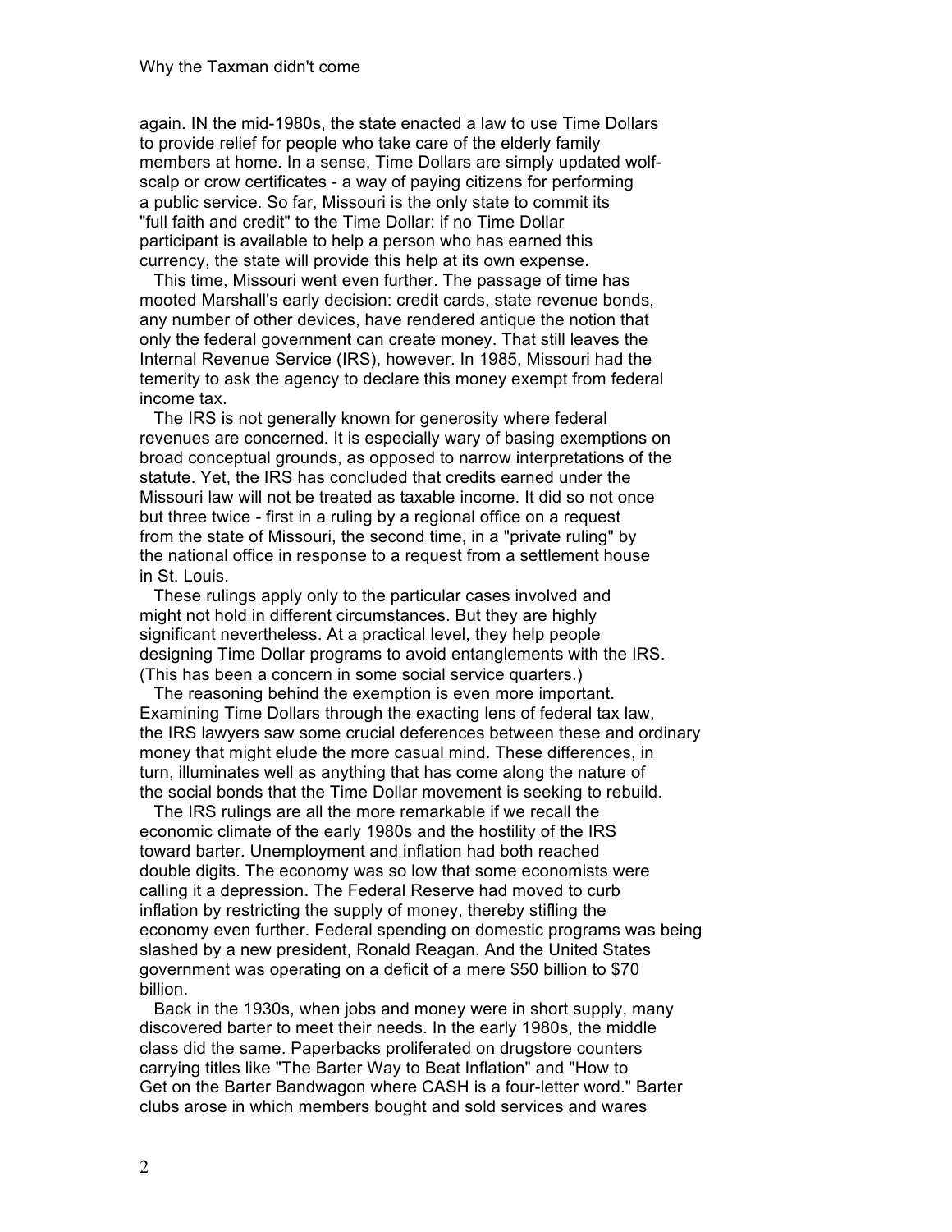again. IN the mid-1980s, the state enacted a law to use Time Dollars to provide relief for people who take care of the elderly family members at home. In a sense, Time Dollars are simply updated wolf-scalp or crow certificates - a way of paying citizens for performing a public service. So far, Missouri is the only state to commit its "full faith and credit" to the Time Dollar: if no Time Dollar participant is available to help a person who has earned this currency, the state will provide this help at its own expense.

This time, Missouri went even further. The passage of time has mooted Marshall's early decision: credit cards, state revenue bonds, any number of other devices, have rendered antique the notion that only the federal government can create money. That still leaves the Internal Revenue Service (IRS), however. In 1985, Missouri had the temerity to ask the agency to declare this money exempt from federal income tax.

The IRS is not generally known for generosity where federal revenues are concerned. It is especially wary of basing exemptions on broad conceptual grounds, as opposed to narrow interpretations of the statute. Yet, the IRS has concluded that credits earned under the Missouri law will not be treated as taxable income. It did so not once but three twice - first in a ruling by a regional office on a request from the state of Missouri, the second time, in a "private ruling" by the national office in response to a request from a settlement house in St. Louis.

These rulings apply only to the particular cases involved and might not hold in different circumstances. But they are highly significant nevertheless. At a practical level, they help people designing Time Dollar programs to avoid entanglements with the IRS. (This has been a concern in some social service quarters.)

The reasoning behind the exemption is even more important. Examining Time Dollars through the exacting lens of federal tax law, the IRS lawyers saw some crucial deferences between these and ordinary money that might elude the more casual mind. These differences, in turn, illuminates well as anything that has come along the nature of the social bonds that the Time Dollar movement is seeking to rebuild.

The IRS rulings are all the more remarkable if we recall the economic climate of the early 1980s and the hostility of the IRS toward barter. Unemployment and inflation had both reached double digits. The economy was so low that some economists were calling it a depression. The Federal Reserve had moved to curb inflation by restricting the supply of money, thereby stifling the economy even further. Federal spending on domestic programs was being slashed by a new president, Ronald Reagan. And the United States government was operating on a deficit of a mere $50 billion to $70 billion.

Back in the 1930s, when jobs and money were in short supply, many discovered barter to meet their needs. In the early 1980s, the middle class did the same. Paperbacks proliferated on drugstore counters carrying titles like "The Barter Way to Beat Inflation" and "How to Get on the Barter Bandwagon where CASH is a four-letter word." Barter clubs arose in which members bought and sold services and wares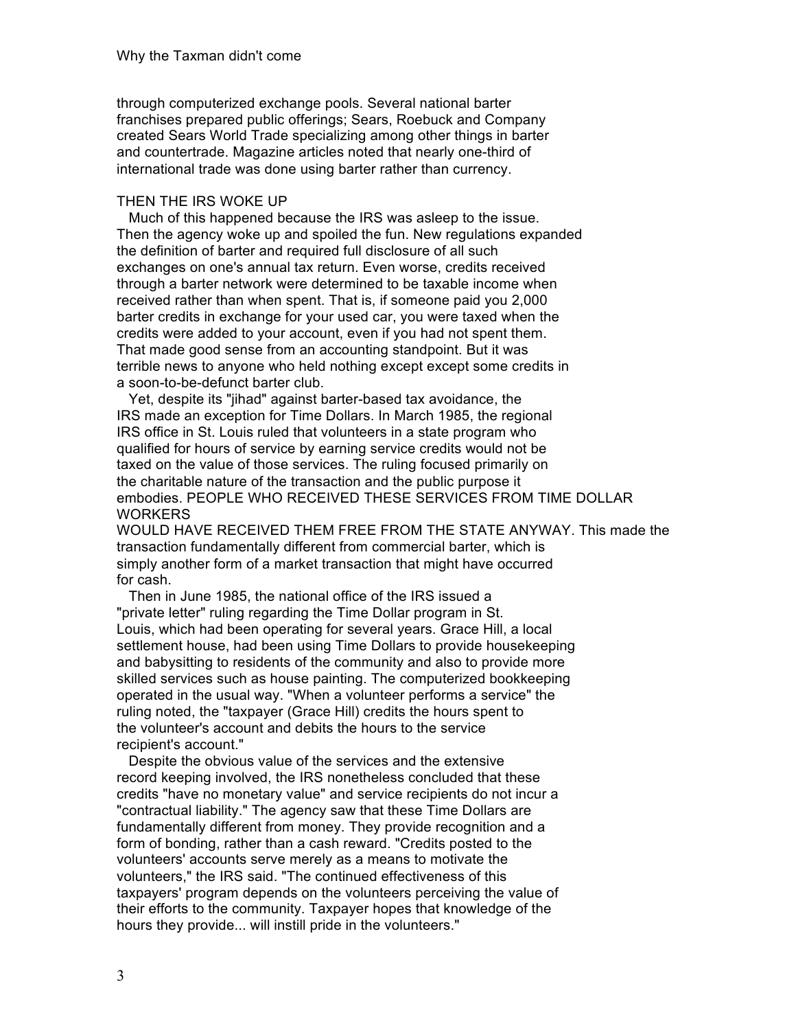through computerized exchange pools. Several national barter franchises prepared public offerings; Sears, Roebuck and Company created Sears World Trade specializing among other things in barter and countertrade. Magazine articles noted that nearly one-third of international trade was done using barter rather than currency.

## THEN THE IRS WOKE UP

Much of this happened because the IRS was asleep to the issue. Then the agency woke up and spoiled the fun. New regulations expanded the definition of barter and required full disclosure of all such exchanges on one's annual tax return. Even worse, credits received through a barter network were determined to be taxable income when received rather than when spent. That is, if someone paid you 2,000 barter credits in exchange for your used car, you were taxed when the credits were added to your account, even if you had not spent them. That made good sense from an accounting standpoint. But it was terrible news to anyone who held nothing except except some credits in a soon-to-be-defunct barter club.

Yet, despite its "jihad" against barter-based tax avoidance, the IRS made an exception for Time Dollars. In March 1985, the regional IRS office in St. Louis ruled that volunteers in a state program who qualified for hours of service by earning service credits would not be taxed on the value of those services. The ruling focused primarily on the charitable nature of the transaction and the public purpose it embodies. PEOPLE WHO RECEIVED THESE SERVICES FROM TIME DOLLAR WORKERS WOULD HAVE RECEIVED THEM FREE FROM THE STATE ANYWAY. This made the transaction fundamentally different from commercial barter, which is simply another form of a market transaction that might have occurred for cash.

Then in June 1985, the national office of the IRS issued a "private letter" ruling regarding the Time Dollar program in St. Louis, which had been operating for several years. Grace Hill, a local settlement house, had been using Time Dollars to provide housekeeping and babysitting to residents of the community and also to provide more skilled services such as house painting. The computerized bookkeeping operated in the usual way. "When a volunteer performs a service" the ruling noted, the "taxpayer (Grace Hill) credits the hours spent to the volunteer's account and debits the hours to the service recipient's account."

Despite the obvious value of the services and the extensive record keeping involved, the IRS nonetheless concluded that these credits "have no monetary value" and service recipients do not incur a "contractual liability." The agency saw that these Time Dollars are fundamentally different from money. They provide recognition and a form of bonding, rather than a cash reward. "Credits posted to the volunteers' accounts serve merely as a means to motivate the volunteers," the IRS said. "The continued effectiveness of this taxpayers' program depends on the volunteers perceiving the value of their efforts to the community. Taxpayer hopes that knowledge of the hours they provide... will instill pride in the volunteers."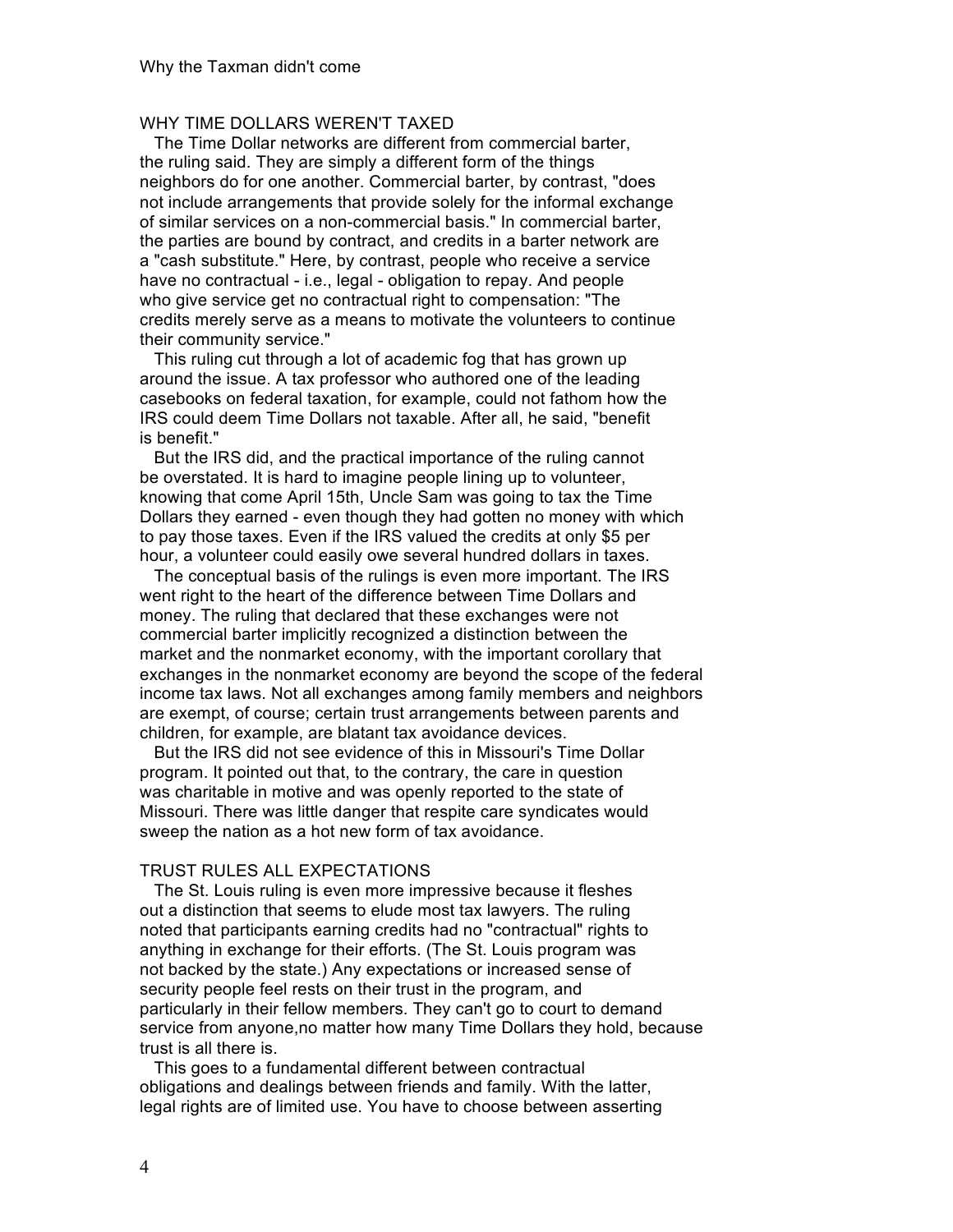## WHY TIME DOLLARS WEREN'T TAXED

The Time Dollar networks are different from commercial barter, the ruling said. They are simply a different form of the things neighbors do for one another. Commercial barter, by contrast, "does not include arrangements that provide solely for the informal exchange of similar services on a non-commercial basis." In commercial barter, the parties are bound by contract, and credits in a barter network are a "cash substitute." Here, by contrast, people who receive a service have no contractual - i.e., legal - obligation to repay. And people who give service get no contractual right to compensation: "The credits merely serve as a means to motivate the volunteers to continue their community service."

This ruling cut through a lot of academic fog that has grown up around the issue. A tax professor who authored one of the leading casebooks on federal taxation, for example, could not fathom how the IRS could deem Time Dollars not taxable. After all, he said, "benefit is benefit."

But the IRS did, and the practical importance of the ruling cannot be overstated. It is hard to imagine people lining up to volunteer, knowing that come April 15th, Uncle Sam was going to tax the Time Dollars they earned - even though they had gotten no money with which to pay those taxes. Even if the IRS valued the credits at only $5 per hour, a volunteer could easily owe several hundred dollars in taxes.

The conceptual basis of the rulings is even more important. The IRS went right to the heart of the difference between Time Dollars and money. The ruling that declared that these exchanges were not commercial barter implicitly recognized a distinction between the market and the nonmarket economy, with the important corollary that exchanges in the nonmarket economy are beyond the scope of the federal income tax laws. Not all exchanges among family members and neighbors are exempt, of course; certain trust arrangements between parents and children, for example, are blatant tax avoidance devices.

But the IRS did not see evidence of this in Missouri's Time Dollar program. It pointed out that, to the contrary, the care in question was charitable in motive and was openly reported to the state of Missouri. There was little danger that respite care syndicates would sweep the nation as a hot new form of tax avoidance.

## TRUST RULES ALL EXPECTATIONS

The St. Louis ruling is even more impressive because it fleshes out a distinction that seems to elude most tax lawyers. The ruling noted that participants earning credits had no "contractual" rights to anything in exchange for their efforts. (The St. Louis program was not backed by the state.) Any expectations or increased sense of security people feel rests on their trust in the program, and particularly in their fellow members. They can't go to court to demand service from anyone,no matter how many Time Dollars they hold, because trust is all there is.

This goes to a fundamental different between contractual obligations and dealings between friends and family. With the latter, legal rights are of limited use. You have to choose between asserting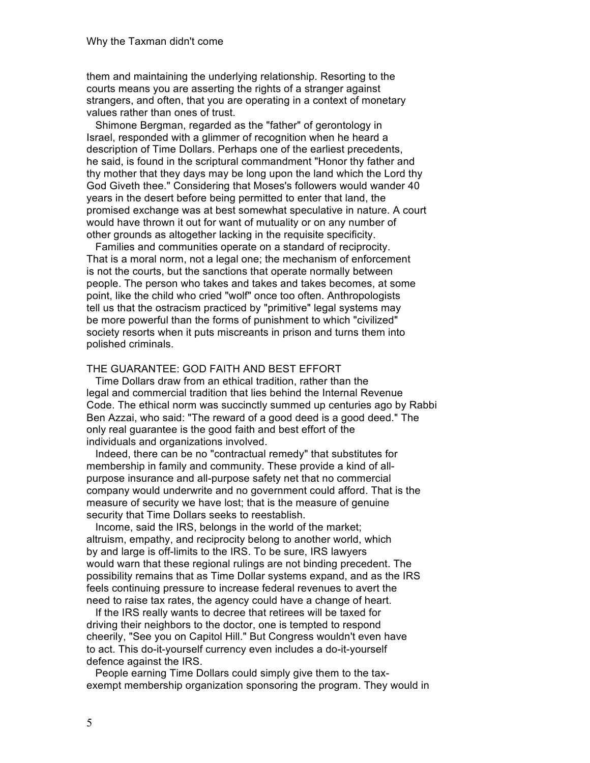them and maintaining the underlying relationship. Resorting to the courts means you are asserting the rights of a stranger against strangers, and often, that you are operating in a context of monetary values rather than ones of trust.

Shimone Bergman, regarded as the "father" of gerontology in Israel, responded with a glimmer of recognition when he heard a description of Time Dollars. Perhaps one of the earliest precedents, he said, is found in the scriptural commandment "Honor thy father and thy mother that they days may be long upon the land which the Lord thy God Giveth thee." Considering that Moses's followers would wander 40 years in the desert before being permitted to enter that land, the promised exchange was at best somewhat speculative in nature. A court would have thrown it out for want of mutuality or on any number of other grounds as altogether lacking in the requisite specificity.

Families and communities operate on a standard of reciprocity. That is a moral norm, not a legal one; the mechanism of enforcement is not the courts, but the sanctions that operate normally between people. The person who takes and takes and takes becomes, at some point, like the child who cried "wolf" once too often. Anthropologists tell us that the ostracism practiced by "primitive" legal systems may be more powerful than the forms of punishment to which "civilized" society resorts when it puts miscreants in prison and turns them into polished criminals.

## THE GUARANTEE: GOD FAITH AND BEST EFFORT

Time Dollars draw from an ethical tradition, rather than the legal and commercial tradition that lies behind the Internal Revenue Code. The ethical norm was succinctly summed up centuries ago by Rabbi Ben Azzai, who said: "The reward of a good deed is a good deed." The only real guarantee is the good faith and best effort of the individuals and organizations involved.

Indeed, there can be no "contractual remedy" that substitutes for membership in family and community. These provide a kind of all-purpose insurance and all-purpose safety net that no commercial company would underwrite and no government could afford. That is the measure of security we have lost; that is the measure of genuine security that Time Dollars seeks to reestablish.

Income, said the IRS, belongs in the world of the market; altruism, empathy, and reciprocity belong to another world, which by and large is off-limits to the IRS. To be sure, IRS lawyers would warn that these regional rulings are not binding precedent. The possibility remains that as Time Dollar systems expand, and as the IRS feels continuing pressure to increase federal revenues to avert the need to raise tax rates, the agency could have a change of heart.

If the IRS really wants to decree that retirees will be taxed for driving their neighbors to the doctor, one is tempted to respond cheerily, "See you on Capitol Hill." But Congress wouldn't even have to act. This do-it-yourself currency even includes a do-it-yourself defence against the IRS.

People earning Time Dollars could simply give them to the tax-exempt membership organization sponsoring the program. They would in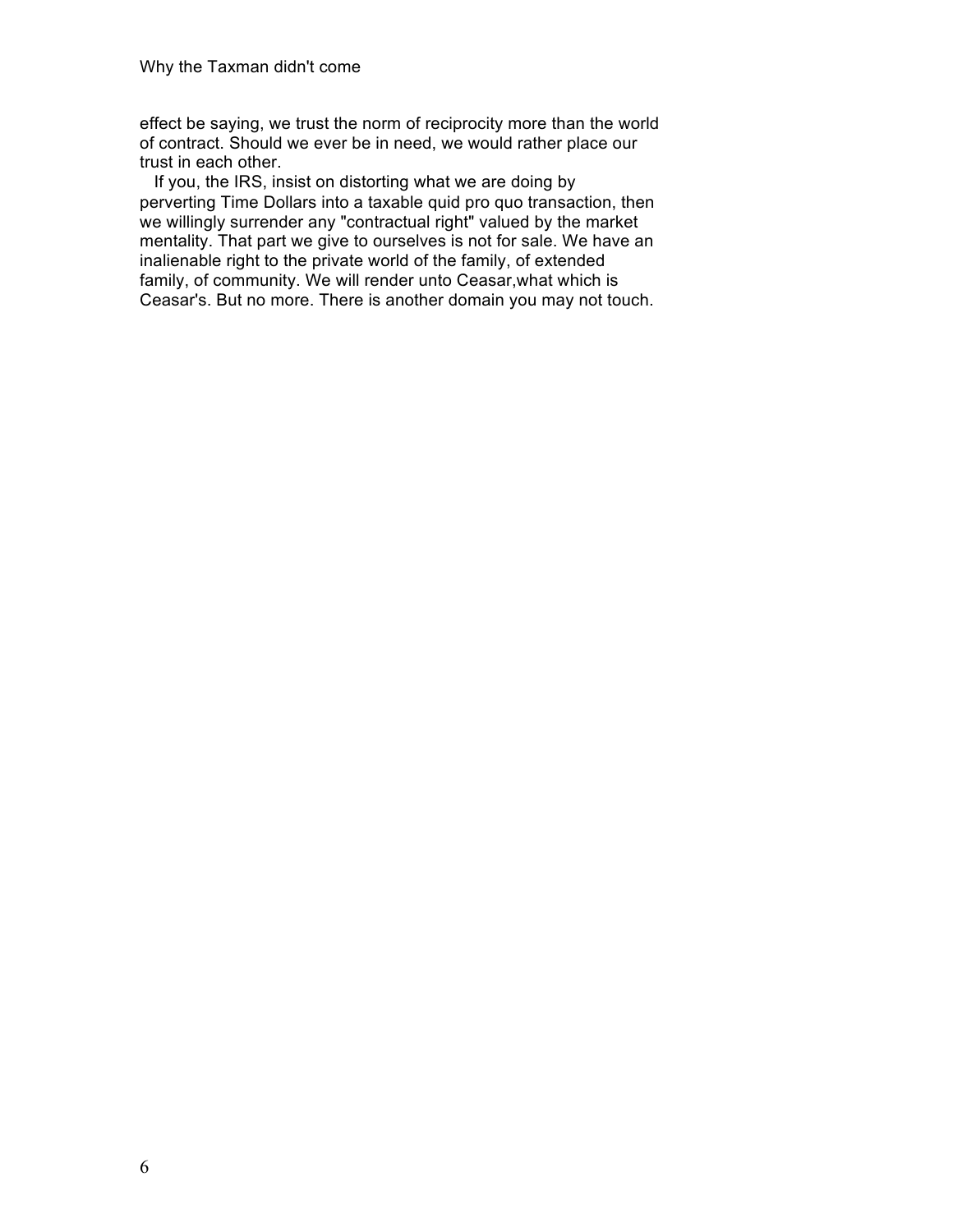effect be saying, we trust the norm of reciprocity more than the world of contract. Should we ever be in need, we would rather place our trust in each other.

If you, the IRS, insist on distorting what we are doing by perverting Time Dollars into a taxable quid pro quo transaction, then we willingly surrender any "contractual right" valued by the market mentality. That part we give to ourselves is not for sale. We have an inalienable right to the private world of the family, of extended family, of community. We will render unto Ceasar,what which is Ceasar's. But no more. There is another domain you may not touch.